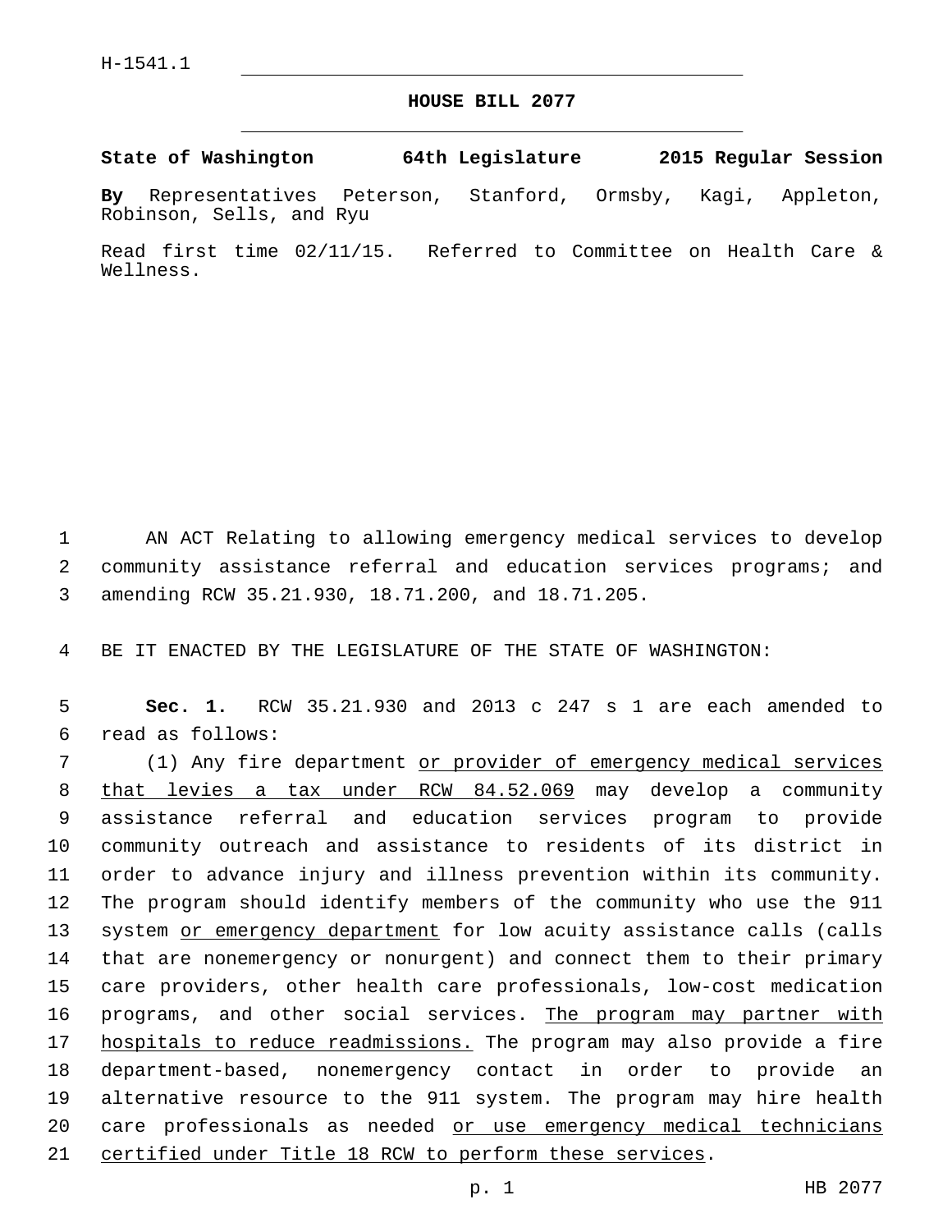H-1541.1

# HOUSE BILL 2077

**State of Washington 64th Legislature 2015 Regular Session**

**By** Representatives Peterson, Stanford, Ormsby, Kagi, Appleton, Robinson, Sells, and Ryu

Read first time 02/11/15. Referred to Committee on Health Care & Wellness.

AN ACT Relating to allowing emergency medical services to develop community assistance referral and education services programs; and amending RCW 35.21.930, 18.71.200, and 18.71.205.

BE IT ENACTED BY THE LEGISLATURE OF THE STATE OF WASHINGTON:

**Sec. 1.** RCW 35.21.930 and 2013 c 247 s 1 are each amended to read as follows:

(1) Any fire department <u>or provider of emergency medical services that levies a tax under RCW 84.52.069</u> may develop a community assistance referral and education services program to provide community outreach and assistance to residents of its district in order to advance injury and illness prevention within its community. The program should identify members of the community who use the 911 system <u>or emergency department</u> for low acuity assistance calls (calls that are nonemergency or nonurgent) and connect them to their primary care providers, other health care professionals, low-cost medication programs, and other social services. <u>The program may partner with hospitals to reduce readmissions.</u> The program may also provide a fire department-based, nonemergency contact in order to provide an alternative resource to the 911 system. The program may hire health care professionals as needed <u>or use emergency medical technicians certified under Title 18 RCW to perform these services</u>.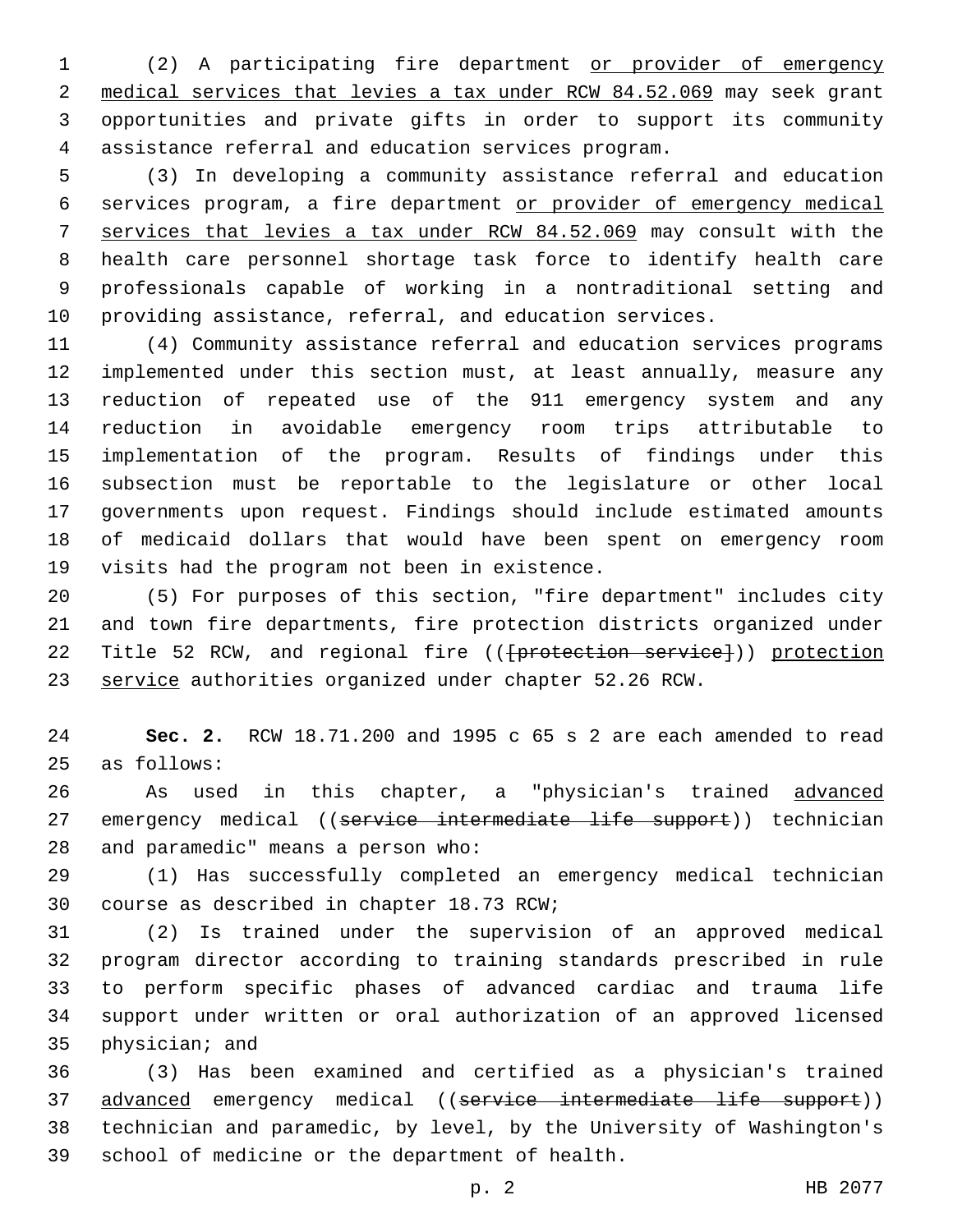(2) A participating fire department <u>or provider of emergency medical services that levies a tax under RCW 84.52.069</u> may seek grant opportunities and private gifts in order to support its community assistance referral and education services program.

(3) In developing a community assistance referral and education services program, a fire department <u>or provider of emergency medical services that levies a tax under RCW 84.52.069</u> may consult with the health care personnel shortage task force to identify health care professionals capable of working in a nontraditional setting and providing assistance, referral, and education services.

(4) Community assistance referral and education services programs implemented under this section must, at least annually, measure any reduction of repeated use of the 911 emergency system and any reduction in avoidable emergency room trips attributable to implementation of the program. Results of findings under this subsection must be reportable to the legislature or other local governments upon request. Findings should include estimated amounts of medicaid dollars that would have been spent on emergency room visits had the program not been in existence.

(5) For purposes of this section, "fire department" includes city and town fire departments, fire protection districts organized under Title 52 RCW, and regional fire ((~~[protection service]~~)) <u>protection service</u> authorities organized under chapter 52.26 RCW.

**Sec. 2.** RCW 18.71.200 and 1995 c 65 s 2 are each amended to read as follows:

As used in this chapter, a "physician's trained <u>advanced</u> emergency medical ((~~service intermediate life support~~)) technician and paramedic" means a person who:

(1) Has successfully completed an emergency medical technician course as described in chapter 18.73 RCW;

(2) Is trained under the supervision of an approved medical program director according to training standards prescribed in rule to perform specific phases of advanced cardiac and trauma life support under written or oral authorization of an approved licensed physician; and

(3) Has been examined and certified as a physician's trained <u>advanced</u> emergency medical ((~~service intermediate life support~~)) technician and paramedic, by level, by the University of Washington's school of medicine or the department of health.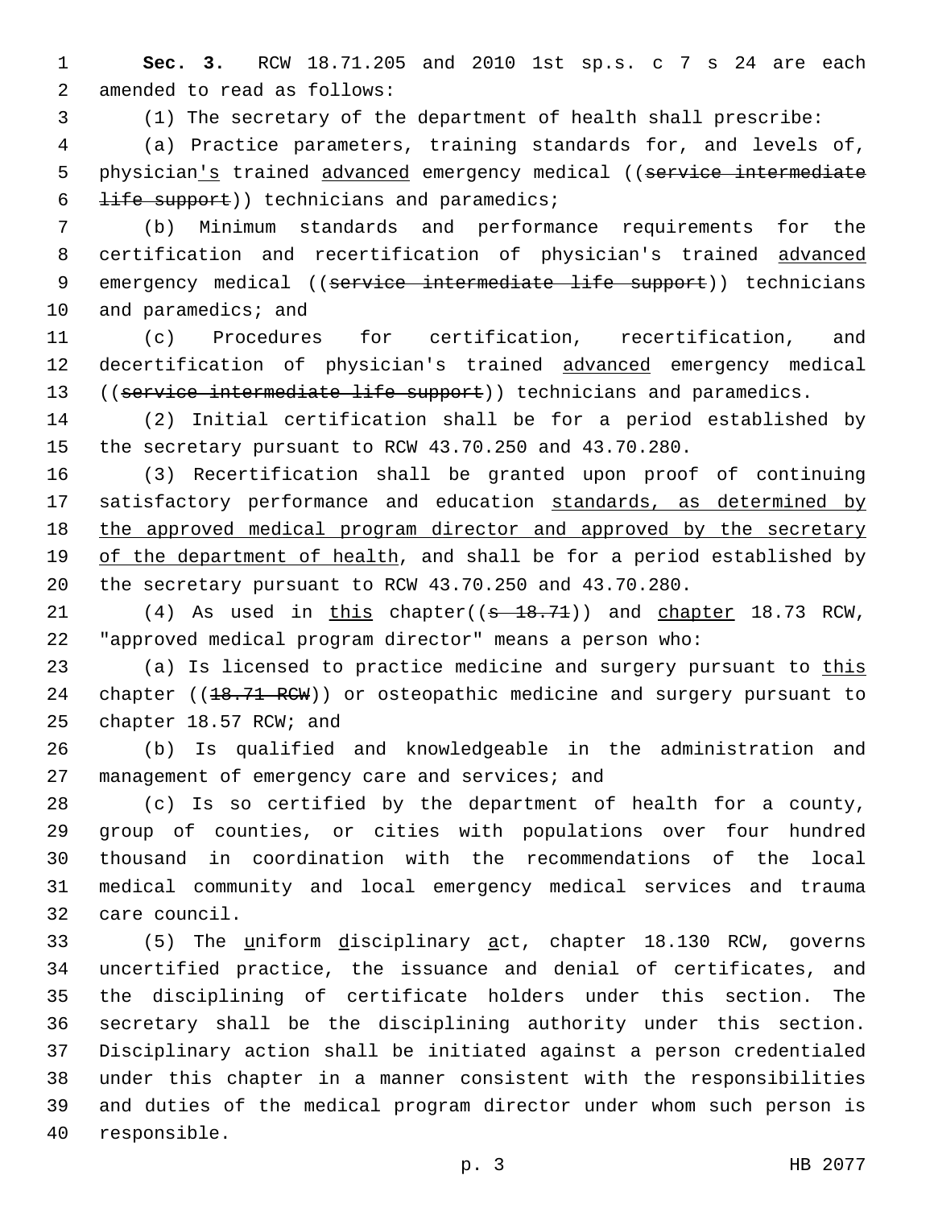**Sec. 3.** RCW 18.71.205 and 2010 1st sp.s. c 7 s 24 are each amended to read as follows:

(1) The secretary of the department of health shall prescribe:

(a) Practice parameters, training standards for, and levels of, physician's trained advanced emergency medical ((service intermediate life support)) technicians and paramedics;

(b) Minimum standards and performance requirements for the certification and recertification of physician's trained advanced emergency medical ((service intermediate life support)) technicians and paramedics; and

(c) Procedures for certification, recertification, and decertification of physician's trained advanced emergency medical ((service intermediate life support)) technicians and paramedics.

(2) Initial certification shall be for a period established by the secretary pursuant to RCW 43.70.250 and 43.70.280.

(3) Recertification shall be granted upon proof of continuing satisfactory performance and education standards, as determined by the approved medical program director and approved by the secretary of the department of health, and shall be for a period established by the secretary pursuant to RCW 43.70.250 and 43.70.280.

(4) As used in this chapter((s 18.71)) and chapter 18.73 RCW, "approved medical program director" means a person who:

(a) Is licensed to practice medicine and surgery pursuant to this chapter ((18.71 RCW)) or osteopathic medicine and surgery pursuant to chapter 18.57 RCW; and

(b) Is qualified and knowledgeable in the administration and management of emergency care and services; and

(c) Is so certified by the department of health for a county, group of counties, or cities with populations over four hundred thousand in coordination with the recommendations of the local medical community and local emergency medical services and trauma care council.

(5) The uniform disciplinary act, chapter 18.130 RCW, governs uncertified practice, the issuance and denial of certificates, and the disciplining of certificate holders under this section. The secretary shall be the disciplining authority under this section. Disciplinary action shall be initiated against a person credentialed under this chapter in a manner consistent with the responsibilities and duties of the medical program director under whom such person is responsible.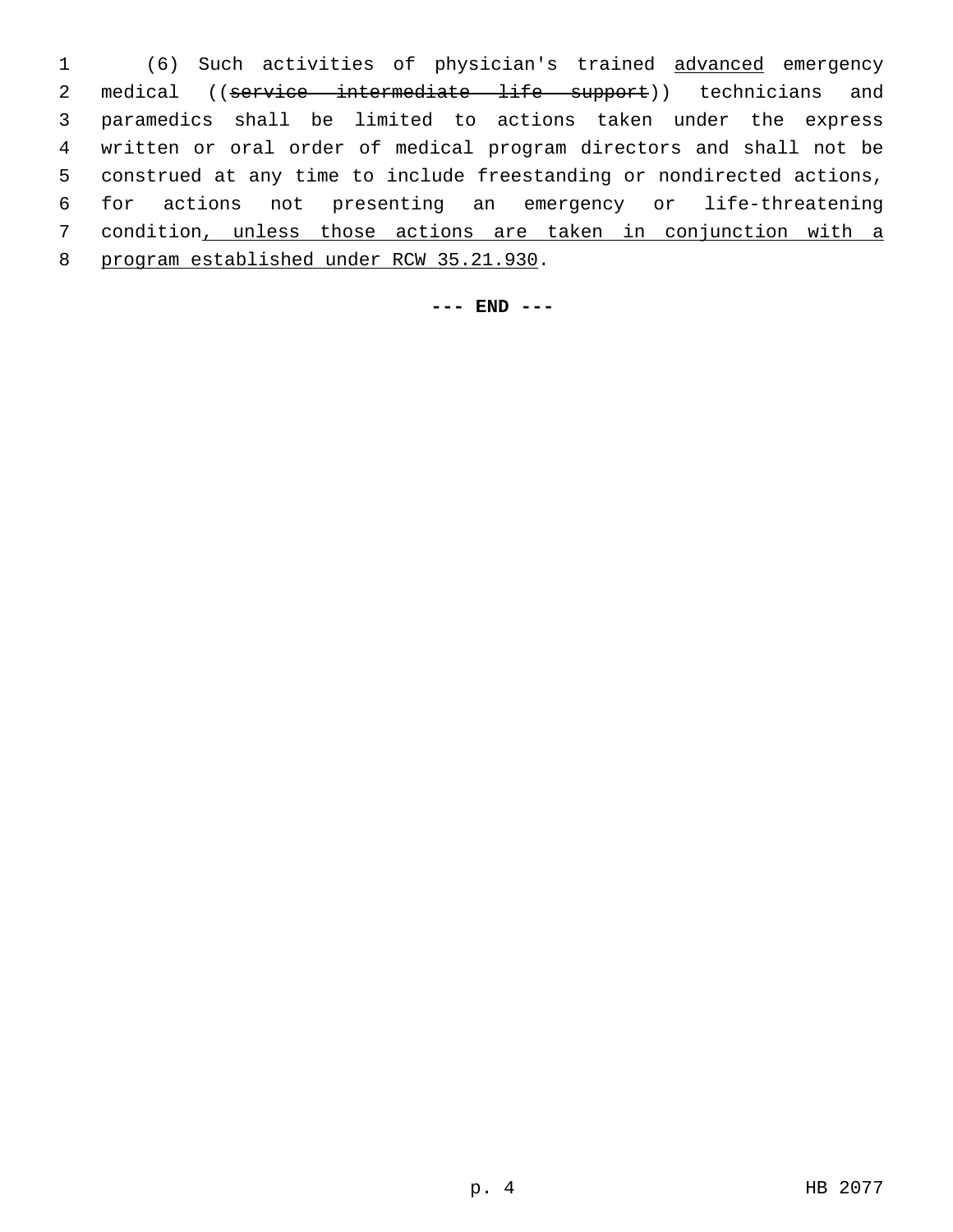(6) Such activities of physician's trained advanced emergency medical ((~~service intermediate life support~~)) technicians and paramedics shall be limited to actions taken under the express written or oral order of medical program directors and shall not be construed at any time to include freestanding or nondirected actions, for actions not presenting an emergency or life-threatening condition, unless those actions are taken in conjunction with a program established under RCW 35.21.930.

**--- END ---**